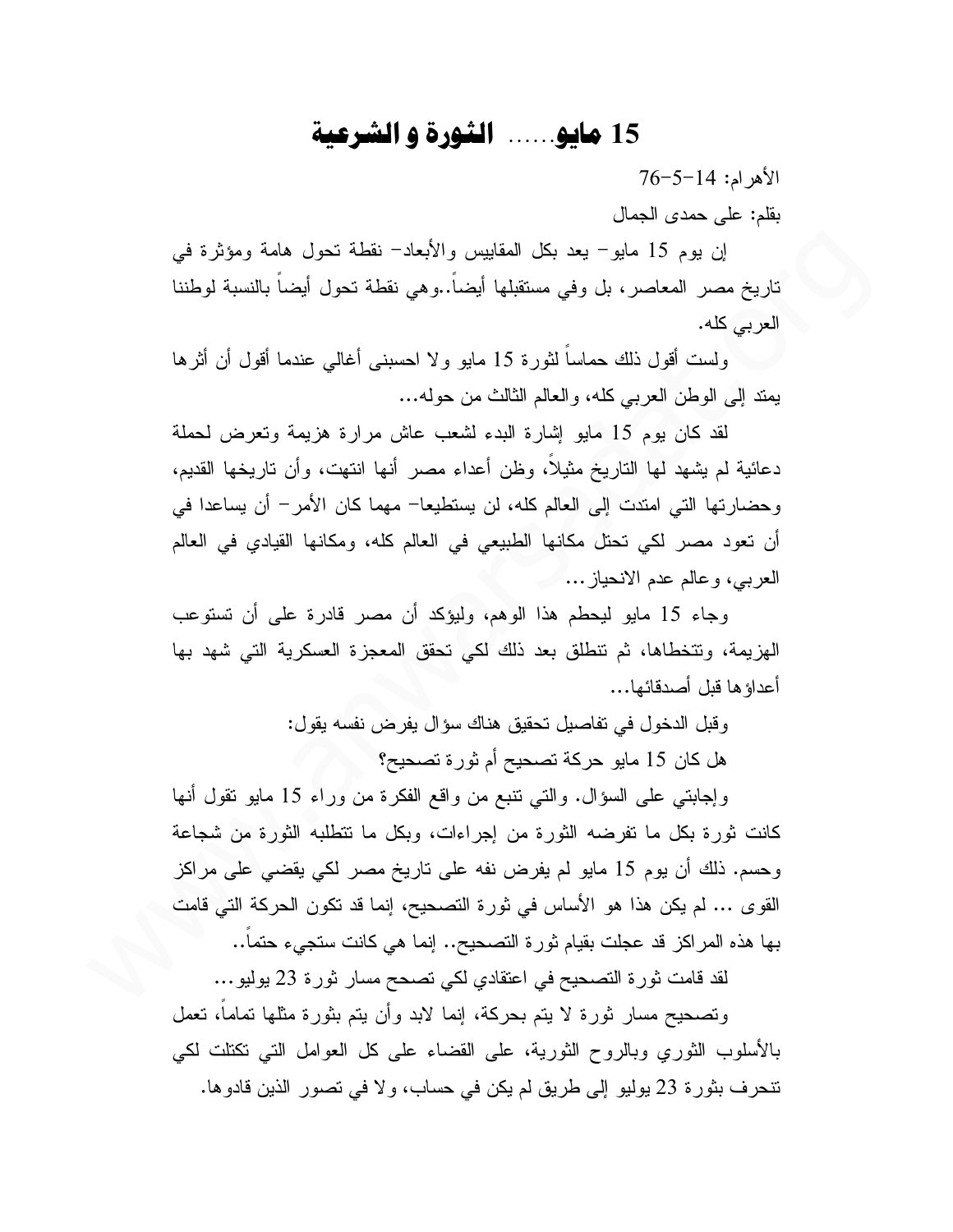# 15 مايو...... الثورة و الشرعية

الأهرام: 14-5-76

بقلم: على حمدى الجمال

إن يوم 15 مايو- يعد بكل المقاييس والأبعاد- نقطة تحول هامة ومؤثرة في تاريخ مصر المعاصر، بل وفي مستقبلها أيضاً..وهي نقطة تحول أيضاً بالنسبة لوطننا العربي كله.

ولست أقول ذلك حماساً لثورة 15 مايو ولا احسبنى أغالي عندما أقول أن أثرها يمتد إلى الوطن العربي كله، والعالم الثالث من حوله...

لقد كان يوم 15 مايو إشارة البدء لشعب عاش مرارة هزيمة وتعرض لحملة دعائية لم يشهد لها التاريخ مثيلاً، وظن أعداء مصر أنها انتهت، وأن تاريخها القديم، وحضارتها التي امتدت إلى العالم كله، لن يستطيعا- مهما كان الأمر- أن يساعدا في أن تعود مصر لكي تحتل مكانها الطبيعي في العالم كله، ومكانها القيادي في العالم العربي، وعالم عدم الانحياز...

وجاء 15 مايو ليحطم هذا الوهم، وليؤكد أن مصر قادرة على أن تستوعب الهزيمة، وتتخطاها، ثم تنطلق بعد ذلك لكي تحقق المعجزة العسكرية التي شهد بها أعداؤها قبل أصدقائها...

وقبل الدخول في تفاصيل تحقيق هناك سؤال يفرض نفسه يقول:

هل كان 15 مايو حركة تصحيح أم ثورة تصحيح؟

وإجابتي على السؤال. والتي تنبع من واقع الفكرة من وراء 15 مايو تقول أنها كانت ثورة بكل ما تفرضه الثورة من إجراءات، وبكل ما تتطلبه الثورة من شجاعة وحسم. ذلك أن يوم 15 مايو لم يفرض نفه على تاريخ مصر لكي يقضي على مراكز القوى ... لم يكن هذا هو الأساس في ثورة التصحيح، إنما قد تكون الحركة التي قامت بها هذه المراكز قد عجلت بقيام ثورة التصحيح.. إنما هي كانت ستجيء حتماً..

لقد قامت ثورة التصحيح في اعتقادي لكي تصحح مسار ثورة 23 يوليو...

وتصحيح مسار ثورة لا يتم بحركة، إنما لابد وأن يتم بثورة مثلها تماماً، تعمل بالأسلوب الثوري وبالروح الثورية، على القضاء على كل العوامل التي تكتلت لكي تنحرف بثورة 23 يوليو إلى طريق لم يكن في حساب، ولا في تصور الذين قادوها.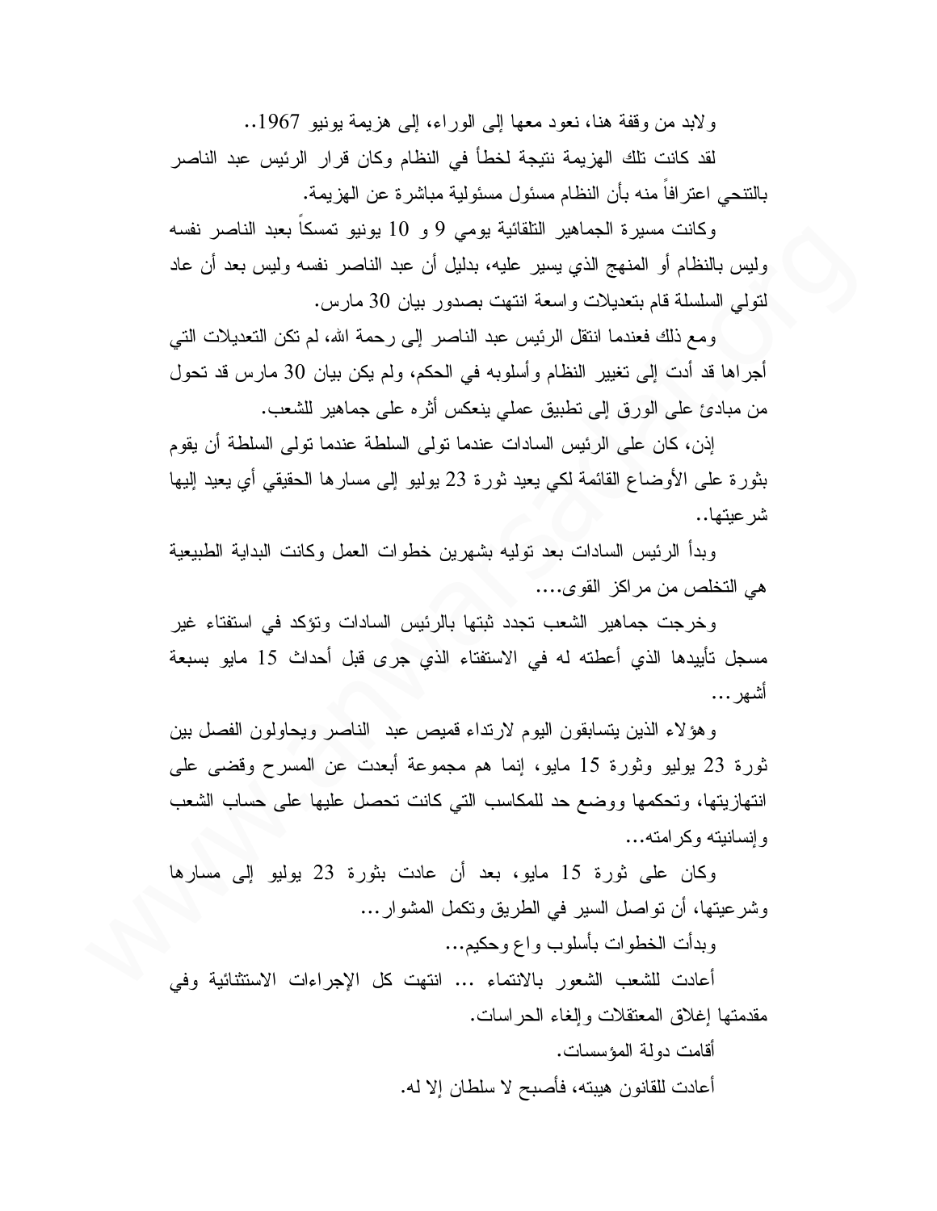ولابد من وقفة هنا، نعود معها إلى الوراء، إلى هزيمة يونيو 1967..

لقد كانت تلك الهزيمة نتيجة لخطأ في النظام وكان قرار الرئيس عبد الناصر بالتنحي اعترافاً منه بأن النظام مسئول مسئولية مباشرة عن الهزيمة.

وكانت مسيرة الجماهير التلقائية يومي 9 و 10 يونيو تمسكاً بعبد الناصر نفسه وليس بالنظام أو المنهج الذي يسير عليه، بدليل أن عبد الناصر نفسه وليس بعد أن عاد لتولي السلسلة قام بتعديلات واسعة انتهت بصدور بيان 30 مارس.

ومع ذلك فعندما انتقل الرئيس عبد الناصر إلى رحمة الله، لم تكن التعديلات التي أجراها قد أدت إلى تغيير النظام وأسلوبه في الحكم، ولم يكن بيان 30 مارس قد تحول من مبادئ على الورق إلى تطبيق عملي ينعكس أثره على جماهير للشعب.

إذن، كان على الرئيس السادات عندما تولى السلطة عندما تولى السلطة أن يقوم بثورة على الأوضاع القائمة لكي يعيد ثورة 23 يوليو إلى مسارها الحقيقي أي يعيد إليها شرعيتها..

وبدأ الرئيس السادات بعد توليه بشهرين خطوات العمل وكانت البداية الطبيعية هي التخلص من مراكز القوى....

وخرجت جماهير الشعب تجدد ثبتها بالرئيس السادات وتؤكد في استفتاء غير مسجل تأييدها الذي أعطته له في الاستفتاء الذي جرى قبل أحداث 15 مايو بسبعة أشهر...

وهؤلاء الذين يتسابقون اليوم لارتداء قميص عبد الناصر ويحاولون الفصل بين ثورة 23 يوليو وثورة 15 مايو، إنما هم مجموعة أبعدت عن المسرح وقضى على انتهازيتها، وتحكمها ووضع حد للمكاسب التي كانت تحصل عليها على حساب الشعب وإنسانيته وكرامته...

وكان على ثورة 15 مايو، بعد أن عادت بثورة 23 يوليو إلى مسارها وشرعيتها، أن تواصل السير في الطريق وتكمل المشوار...

وبدأت الخطوات بأسلوب واع وحكيم...

أعادت للشعب الشعور بالانتماء ... انتهت كل الإجراءات الاستثنائية وفي مقدمتها إغلاق المعتقلات وإلغاء الحراسات.

أقامت دولة المؤسسات.

أعادت للقانون هيبته، فأصبح لا سلطان إلا له.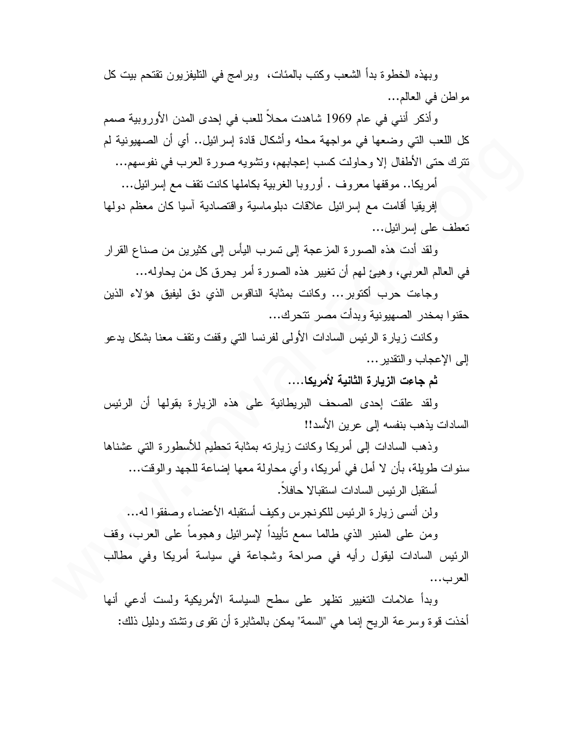وبهذه الخطوة بدأ الشعب وكتب بالمئات، وبرامج في التليفزيون تقتحم بيت كل مواطن في العالم...

وأذكر أنني في عام 1969 شاهدت محلاً للعب في إحدى المدن الأوروبية صمم كل اللعب التي وضعها في مواجهة محله وأشكال قادة إسرائيل.. أي أن الصهيونية لم تترك حتى الأطفال إلا وحاولت كسب إعجابهم، وتشويه صورة العرب في نفوسهم...

أمريكا.. موقفها معروف . أوروبا الغربية بكاملها كانت تقف مع إسرائيل...

إفريقيا أقامت مع إسرائيل علاقات دبلوماسية واقتصادية آسيا كان معظم دولها تعطف على إسرائيل...

ولقد أدت هذه الصورة المزعجة إلى تسرب اليأس إلى كثيرين من صناع القرار في العالم العربي، وهيئ لهم أن تغيير هذه الصورة أمر يحرق كل من يحاوله...

وجاءت حرب أكتوبر... وكانت بمثابة الناقوس الذي دق ليفيق هؤلاء الذين حقنوا بمخدر الصهيونية وبدأت مصر تتحرك...

وكانت زيارة الرئيس السادات الأولى لفرنسا التي وقفت وتقف معنا بشكل يدعو إلى الإعجاب والتقدير...

**ثم جاءت الزيارة الثانية لأمريكا....**

ولقد علقت إحدى الصحف البريطانية على هذه الزيارة بقولها أن الرئيس السادات يذهب بنفسه إلى عرين الأسد!!

وذهب السادات إلى أمريكا وكانت زيارته بمثابة تحطيم للأسطورة التي عشناها سنوات طويلة، بأن لا أمل في أمريكا، وأي محاولة معها إضاعة للجهد والوقت...

أستقبل الرئيس السادات استقبالا حافلاً.

ولن أنسى زيارة الرئيس للكونجرس وكيف أستقبله الأعضاء وصفقوا له...

ومن على المنبر الذي طالما سمع تأييداً لإسرائيل وهجوماً على العرب، وقف الرئيس السادات ليقول رأيه في صراحة وشجاعة في سياسة أمريكا وفي مطالب العرب...

وبدأ علامات التغيير تظهر على سطح السياسة الأمريكية ولست أدعي أنها أخذت قوة وسرعة الريح إنما هي "السمة" يمكن بالمثابرة أن تقوى وتشتد ودليل ذلك: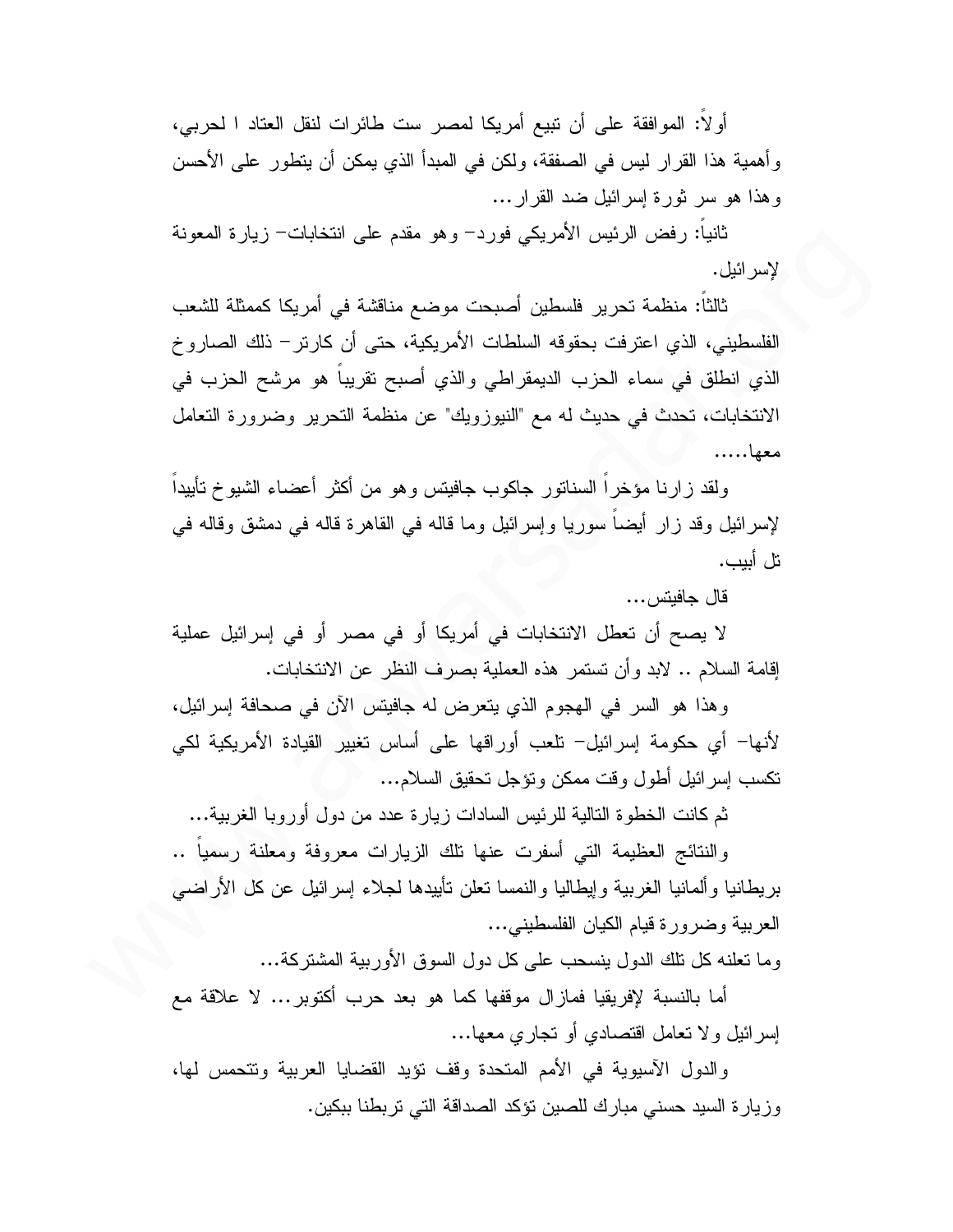أولاً: الموافقة على أن تبيع أمريكا لمصر ست طائرات لنقل العتاد ا لحربي، وأهمية هذا القرار ليس في الصفقة، ولكن في المبدأ الذي يمكن أن يتطور على الأحسن وهذا هو سر ثورة إسرائيل ضد القرار...

ثانياً: رفض الرئيس الأمريكي فورد– وهو مقدم على انتخابات– زيارة المعونة لإسرائيل.

ثالثاً: منظمة تحرير فلسطين أصبحت موضع مناقشة في أمريكا كممثلة للشعب الفلسطيني، الذي اعترفت بحقوقه السلطات الأمريكية، حتى أن كارتر– ذلك الصاروخ الذي انطلق في سماء الحزب الديمقراطي والذي أصبح تقريباً هو مرشح الحزب في الانتخابات، تحدث في حديث له مع "النيوزويك" عن منظمة التحرير وضرورة التعامل معها.....

ولقد زارنا مؤخراً السناتور جاكوب جافيتس وهو من أكثر أعضاء الشيوخ تأييداً لإسرائيل وقد زار أيضاً سوريا وإسرائيل وما قاله في القاهرة قاله في دمشق وقاله في تل أبيب.

قال جافيتس...

لا يصح أن تعطل الانتخابات في أمريكا أو في مصر أو في إسرائيل عملية إقامة السلام .. لابد وأن تستمر هذه العملية بصرف النظر عن الانتخابات.

وهذا هو السر في الهجوم الذي يتعرض له جافيتس الآن في صحافة إسرائيل، لأنها– أي حكومة إسرائيل– تلعب أوراقها على أساس تغيير القيادة الأمريكية لكي تكسب إسرائيل أطول وقت ممكن وتؤجل تحقيق السلام...

ثم كانت الخطوة التالية للرئيس السادات زيارة عدد من دول أوروبا الغربية...

والنتائج العظيمة التي أسفرت عنها تلك الزيارات معروفة ومعلنة رسمياً .. بريطانيا وألمانيا الغربية وإيطاليا والنمسا تعلن تأييدها لجلاء إسرائيل عن كل الأراضي العربية وضرورة قيام الكيان الفلسطيني...

وما تعلنه كل تلك الدول ينسحب على كل دول السوق الأوربية المشتركة...

أما بالنسبة لإفريقيا فمازال موقفها كما هو بعد حرب أكتوبر... لا علاقة مع إسرائيل ولا تعامل اقتصادي أو تجاري معها...

والدول الآسيوية في الأمم المتحدة وقف تؤيد القضايا العربية وتتحمس لها، وزيارة السيد حسني مبارك للصين تؤكد الصداقة التي تربطنا ببكين.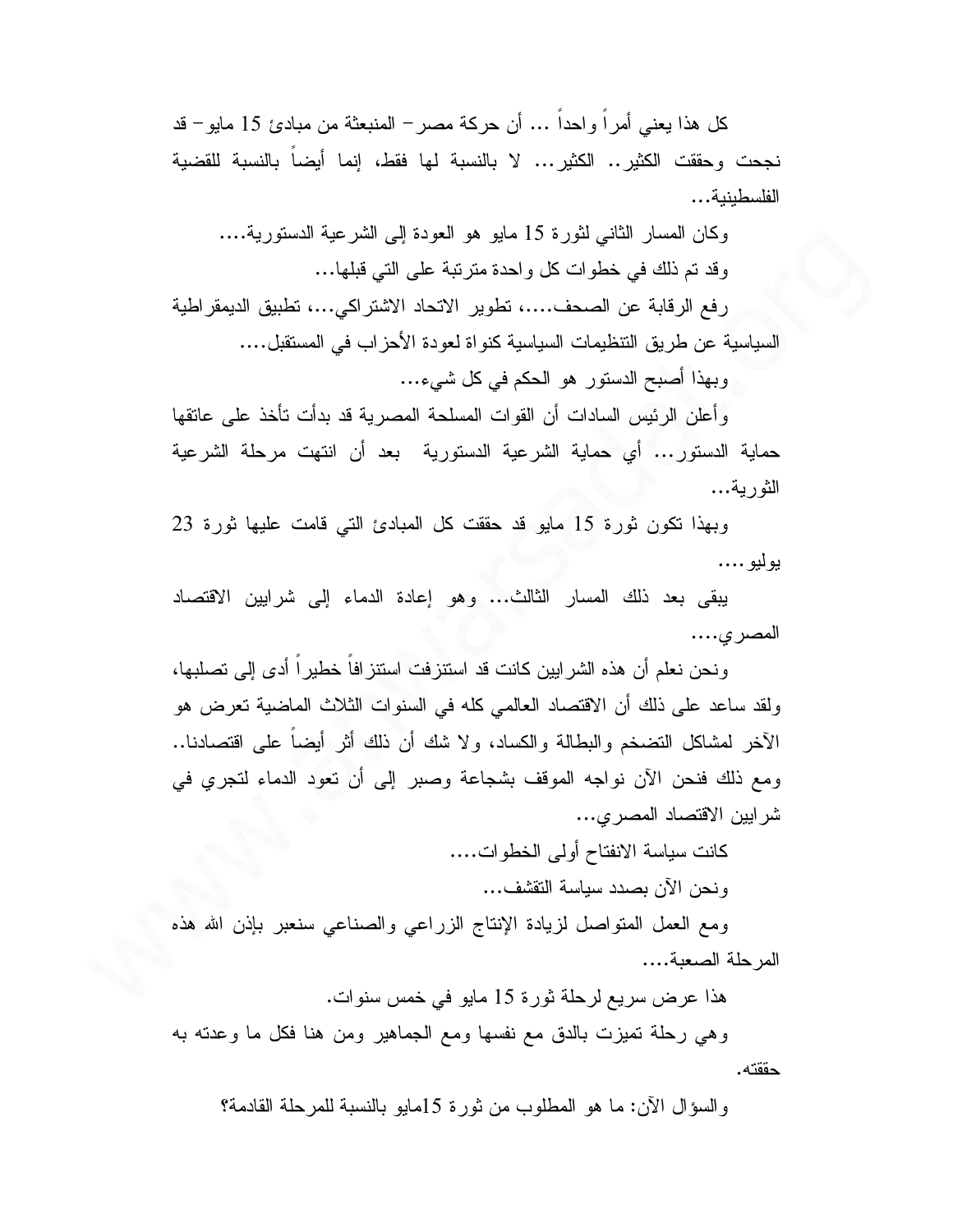كل هذا يعني أمراً واحداً ... أن حركة مصر – المنبعثة من مبادئ 15 مايو – قد نجحت وحققت الكثير.. الكثير... لا بالنسبة لها فقط، إنما أيضاً بالنسبة للقضية الفلسطينية...

وكان المسار الثاني لثورة 15 مايو هو العودة إلى الشرعية الدستورية....

وقد تم ذلك في خطوات كل واحدة مترتبة على التي قبلها...

رفع الرقابة عن الصحف....، تطوير الاتحاد الاشتراكي...، تطبيق الديمقراطية السياسية عن طريق التنظيمات السياسية كنواة لعودة الأحزاب في المستقبل....

وبهذا أصبح الدستور هو الحكم في كل شيء...

وأعلن الرئيس السادات أن القوات المسلحة المصرية قد بدأت تأخذ على عاتقها حماية الدستور... أي حماية الشرعية الدستورية بعد أن انتهت مرحلة الشرعية الثورية...

وبهذا تكون ثورة 15 مايو قد حققت كل المبادئ التي قامت عليها ثورة 23 يوليو....

يبقى بعد ذلك المسار الثالث... وهو إعادة الدماء إلى شرايين الاقتصاد المصري....

ونحن نعلم أن هذه الشرايين كانت قد استنزفت استنزافاً خطيراً أدى إلى تصلبها، ولقد ساعد على ذلك أن الاقتصاد العالمي كله في السنوات الثلاث الماضية تعرض هو الآخر لمشاكل التضخم والبطالة والكساد، ولا شك أن ذلك أثر أيضاً على اقتصادنا.. ومع ذلك فنحن الآن نواجه الموقف بشجاعة وصبر إلى أن تعود الدماء لتجري في شرايين الاقتصاد المصري...

كانت سياسة الانفتاح أولى الخطوات....

ونحن الآن بصدد سياسة التقشف...

ومع العمل المتواصل لزيادة الإنتاج الزراعي والصناعي سنعبر بإذن الله هذه المرحلة الصعبة....

هذا عرض سريع لرحلة ثورة 15 مايو في خمس سنوات.

وهي رحلة تميزت بالدق مع نفسها ومع الجماهير ومن هنا فكل ما وعدته به حققته.

والسؤال الآن: ما هو المطلوب من ثورة 15مايو بالنسبة للمرحلة القادمة؟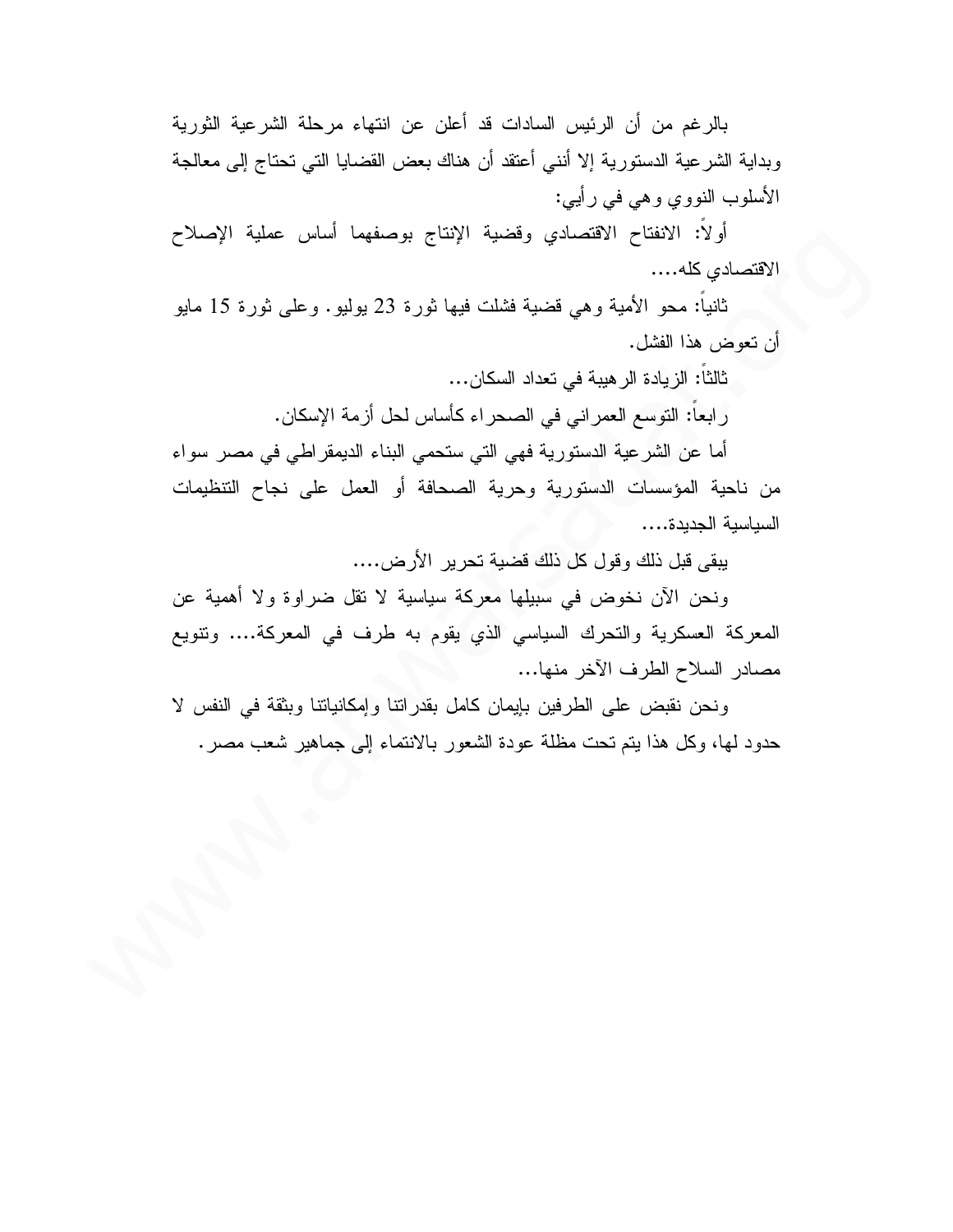بالرغم من أن الرئيس السادات قد أعلن عن انتهاء مرحلة الشرعية الثورية وبداية الشرعية الدستورية إلا أنني أعتقد أن هناك بعض القضايا التي تحتاج إلى معالجة الأسلوب النووي وهي في رأيي:

أولاً: الانفتاح الاقتصادي وقضية الإنتاج بوصفهما أساس عملية الإصلاح الاقتصادي كله....

ثانياً: محو الأمية وهي قضية فشلت فيها ثورة 23 يوليو. وعلى ثورة 15 مايو أن تعوض هذا الفشل.

ثالثاً: الزيادة الرهيبة في تعداد السكان...

رابعاً: التوسع العمراني في الصحراء كأساس لحل أزمة الإسكان.

أما عن الشرعية الدستورية فهي التي ستحمي البناء الديمقراطي في مصر سواء من ناحية المؤسسات الدستورية وحرية الصحافة أو العمل على نجاح التنظيمات السياسية الجديدة....

يبقى قبل ذلك وقول كل ذلك قضية تحرير الأرض....

ونحن الآن نخوض في سبيلها معركة سياسية لا تقل ضراوة ولا أهمية عن المعركة العسكرية والتحرك السياسي الذي يقوم به طرف في المعركة.... وتنويع مصادر السلاح الطرف الآخر منها...

ونحن نقبض على الطرفين بإيمان كامل بقدراتنا وإمكانياتنا وبثقة في النفس لا حدود لها، وكل هذا يتم تحت مظلة عودة الشعور بالانتماء إلى جماهير شعب مصر.